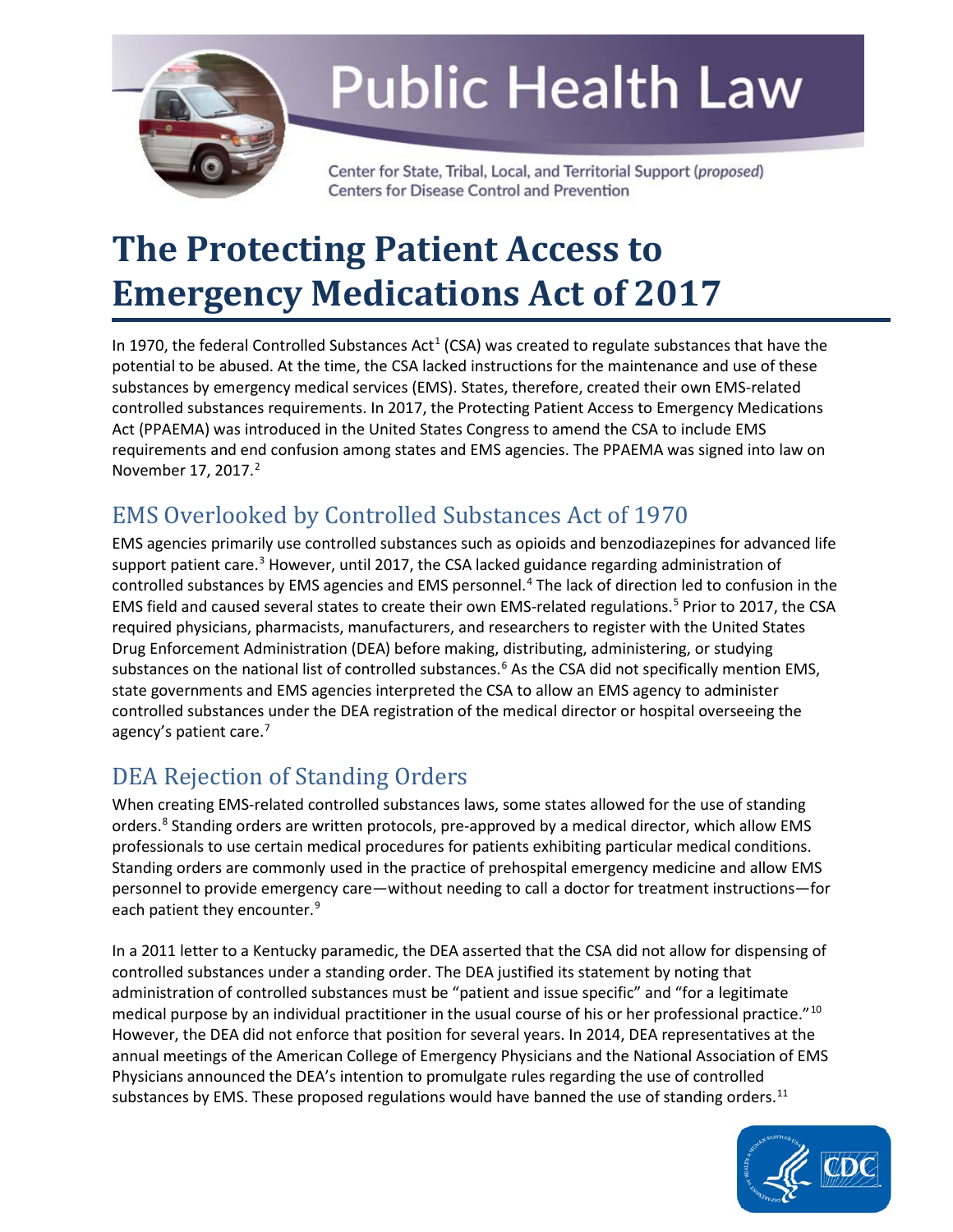# Public Health Law

Center for State, Tribal, Local, and Territorial Support (*proposed*)
Centers for Disease Control and Prevention

# The Protecting Patient Access to Emergency Medications Act of 2017

In 1970, the federal Controlled Substances Act[1] (CSA) was created to regulate substances that have the potential to be abused. At the time, the CSA lacked instructions for the maintenance and use of these substances by emergency medical services (EMS). States, therefore, created their own EMS-related controlled substances requirements. In 2017, the Protecting Patient Access to Emergency Medications Act (PPAEMA) was introduced in the United States Congress to amend the CSA to include EMS requirements and end confusion among states and EMS agencies. The PPAEMA was signed into law on November 17, 2017.[2]

## EMS Overlooked by Controlled Substances Act of 1970

EMS agencies primarily use controlled substances such as opioids and benzodiazepines for advanced life support patient care.[3] However, until 2017, the CSA lacked guidance regarding administration of controlled substances by EMS agencies and EMS personnel.[4] The lack of direction led to confusion in the EMS field and caused several states to create their own EMS-related regulations.[5] Prior to 2017, the CSA required physicians, pharmacists, manufacturers, and researchers to register with the United States Drug Enforcement Administration (DEA) before making, distributing, administering, or studying substances on the national list of controlled substances.[6] As the CSA did not specifically mention EMS, state governments and EMS agencies interpreted the CSA to allow an EMS agency to administer controlled substances under the DEA registration of the medical director or hospital overseeing the agency's patient care.[7]

## DEA Rejection of Standing Orders

When creating EMS-related controlled substances laws, some states allowed for the use of standing orders.[8] Standing orders are written protocols, pre-approved by a medical director, which allow EMS professionals to use certain medical procedures for patients exhibiting particular medical conditions. Standing orders are commonly used in the practice of prehospital emergency medicine and allow EMS personnel to provide emergency care—without needing to call a doctor for treatment instructions—for each patient they encounter.[9]

In a 2011 letter to a Kentucky paramedic, the DEA asserted that the CSA did not allow for dispensing of controlled substances under a standing order. The DEA justified its statement by noting that administration of controlled substances must be "patient and issue specific" and "for a legitimate medical purpose by an individual practitioner in the usual course of his or her professional practice."[10] However, the DEA did not enforce that position for several years. In 2014, DEA representatives at the annual meetings of the American College of Emergency Physicians and the National Association of EMS Physicians announced the DEA's intention to promulgate rules regarding the use of controlled substances by EMS. These proposed regulations would have banned the use of standing orders.[11]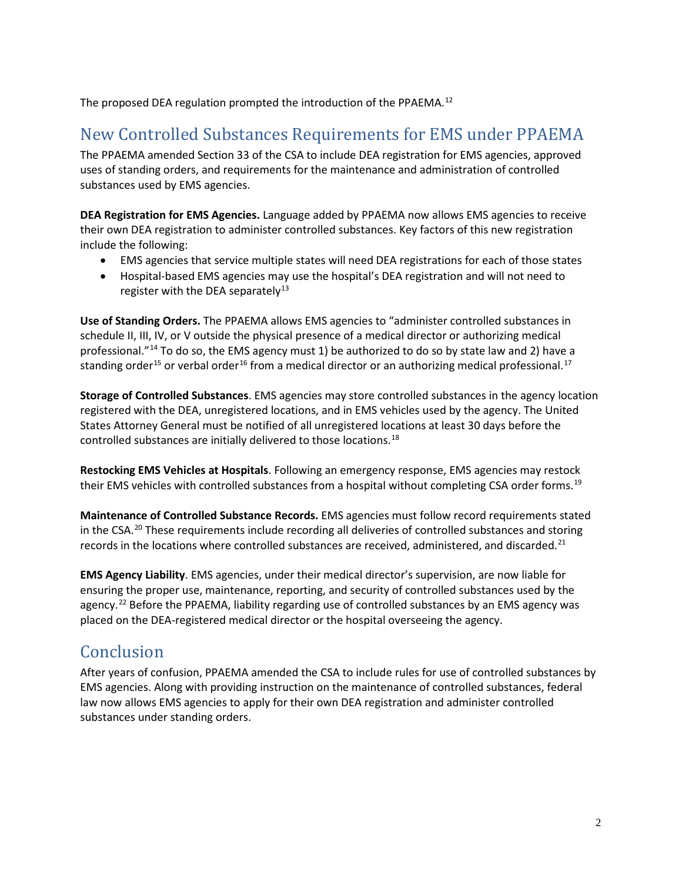The proposed DEA regulation prompted the introduction of the PPAEMA.[12]

## New Controlled Substances Requirements for EMS under PPAEMA

The PPAEMA amended Section 33 of the CSA to include DEA registration for EMS agencies, approved uses of standing orders, and requirements for the maintenance and administration of controlled substances used by EMS agencies.

**DEA Registration for EMS Agencies.** Language added by PPAEMA now allows EMS agencies to receive their own DEA registration to administer controlled substances. Key factors of this new registration include the following:

- EMS agencies that service multiple states will need DEA registrations for each of those states
- Hospital-based EMS agencies may use the hospital's DEA registration and will not need to register with the DEA separately[13]

**Use of Standing Orders.** The PPAEMA allows EMS agencies to "administer controlled substances in schedule II, III, IV, or V outside the physical presence of a medical director or authorizing medical professional."[14] To do so, the EMS agency must 1) be authorized to do so by state law and 2) have a standing order[15] or verbal order[16] from a medical director or an authorizing medical professional.[17]

**Storage of Controlled Substances**. EMS agencies may store controlled substances in the agency location registered with the DEA, unregistered locations, and in EMS vehicles used by the agency. The United States Attorney General must be notified of all unregistered locations at least 30 days before the controlled substances are initially delivered to those locations.[18]

**Restocking EMS Vehicles at Hospitals**. Following an emergency response, EMS agencies may restock their EMS vehicles with controlled substances from a hospital without completing CSA order forms.[19]

**Maintenance of Controlled Substance Records.** EMS agencies must follow record requirements stated in the CSA.[20] These requirements include recording all deliveries of controlled substances and storing records in the locations where controlled substances are received, administered, and discarded.[21]

**EMS Agency Liability**. EMS agencies, under their medical director's supervision, are now liable for ensuring the proper use, maintenance, reporting, and security of controlled substances used by the agency.[22] Before the PPAEMA, liability regarding use of controlled substances by an EMS agency was placed on the DEA-registered medical director or the hospital overseeing the agency.

## Conclusion

After years of confusion, PPAEMA amended the CSA to include rules for use of controlled substances by EMS agencies. Along with providing instruction on the maintenance of controlled substances, federal law now allows EMS agencies to apply for their own DEA registration and administer controlled substances under standing orders.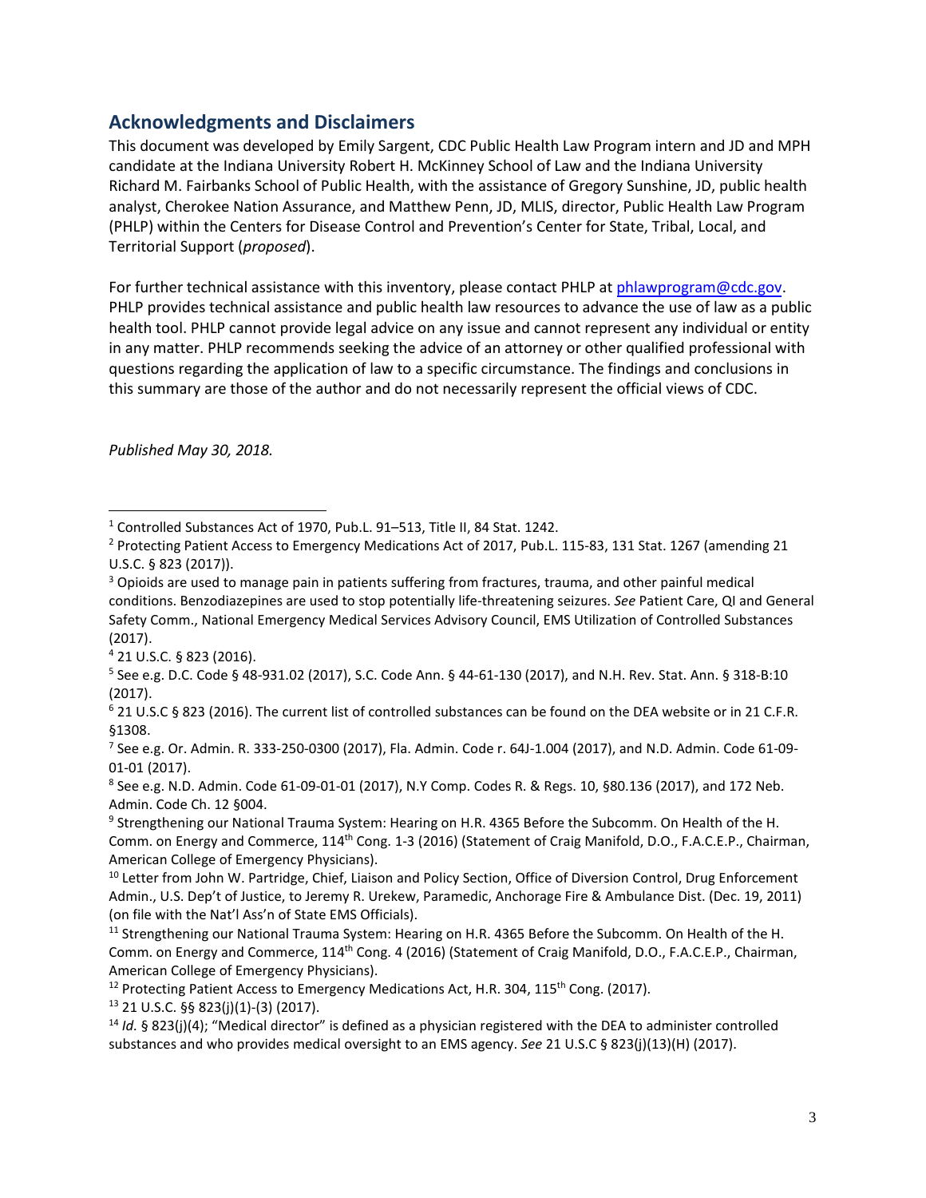## Acknowledgments and Disclaimers

This document was developed by Emily Sargent, CDC Public Health Law Program intern and JD and MPH candidate at the Indiana University Robert H. McKinney School of Law and the Indiana University Richard M. Fairbanks School of Public Health, with the assistance of Gregory Sunshine, JD, public health analyst, Cherokee Nation Assurance, and Matthew Penn, JD, MLIS, director, Public Health Law Program (PHLP) within the Centers for Disease Control and Prevention's Center for State, Tribal, Local, and Territorial Support (*proposed*).

For further technical assistance with this inventory, please contact PHLP at [phlawprogram@cdc.gov](mailto:phlawprogram@cdc.gov). PHLP provides technical assistance and public health law resources to advance the use of law as a public health tool. PHLP cannot provide legal advice on any issue and cannot represent any individual or entity in any matter. PHLP recommends seeking the advice of an attorney or other qualified professional with questions regarding the application of law to a specific circumstance. The findings and conclusions in this summary are those of the author and do not necessarily represent the official views of CDC.

*Published May 30, 2018.*

---

[1] Controlled Substances Act of 1970, Pub.L. 91–513, Title II, 84 Stat. 1242.

[2] Protecting Patient Access to Emergency Medications Act of 2017, Pub.L. 115-83, 131 Stat. 1267 (amending 21 U.S.C. § 823 (2017)).

[3] Opioids are used to manage pain in patients suffering from fractures, trauma, and other painful medical conditions. Benzodiazepines are used to stop potentially life-threatening seizures. *See* Patient Care, QI and General Safety Comm., National Emergency Medical Services Advisory Council, EMS Utilization of Controlled Substances (2017).

[4] 21 U.S.C. § 823 (2016).

[5] See e.g. D.C. Code § 48-931.02 (2017), S.C. Code Ann. § 44-61-130 (2017), and N.H. Rev. Stat. Ann. § 318-B:10 (2017).

[6] 21 U.S.C § 823 (2016). The current list of controlled substances can be found on the DEA website or in 21 C.F.R. §1308.

[7] See e.g. Or. Admin. R. 333-250-0300 (2017), Fla. Admin. Code r. 64J-1.004 (2017), and N.D. Admin. Code 61-09-01-01 (2017).

[8] See e.g. N.D. Admin. Code 61-09-01-01 (2017), N.Y Comp. Codes R. & Regs. 10, §80.136 (2017), and 172 Neb. Admin. Code Ch. 12 §004.

[9] Strengthening our National Trauma System: Hearing on H.R. 4365 Before the Subcomm. On Health of the H. Comm. on Energy and Commerce, 114th Cong. 1-3 (2016) (Statement of Craig Manifold, D.O., F.A.C.E.P., Chairman, American College of Emergency Physicians).

[10] Letter from John W. Partridge, Chief, Liaison and Policy Section, Office of Diversion Control, Drug Enforcement Admin., U.S. Dep't of Justice, to Jeremy R. Urekew, Paramedic, Anchorage Fire & Ambulance Dist. (Dec. 19, 2011) (on file with the Nat'l Ass'n of State EMS Officials).

[11] Strengthening our National Trauma System: Hearing on H.R. 4365 Before the Subcomm. On Health of the H. Comm. on Energy and Commerce, 114th Cong. 4 (2016) (Statement of Craig Manifold, D.O., F.A.C.E.P., Chairman, American College of Emergency Physicians).

[12] Protecting Patient Access to Emergency Medications Act, H.R. 304, 115th Cong. (2017).

[13] 21 U.S.C. §§ 823(j)(1)-(3) (2017).

[14] *Id.* § 823(j)(4); "Medical director" is defined as a physician registered with the DEA to administer controlled substances and who provides medical oversight to an EMS agency. *See* 21 U.S.C § 823(j)(13)(H) (2017).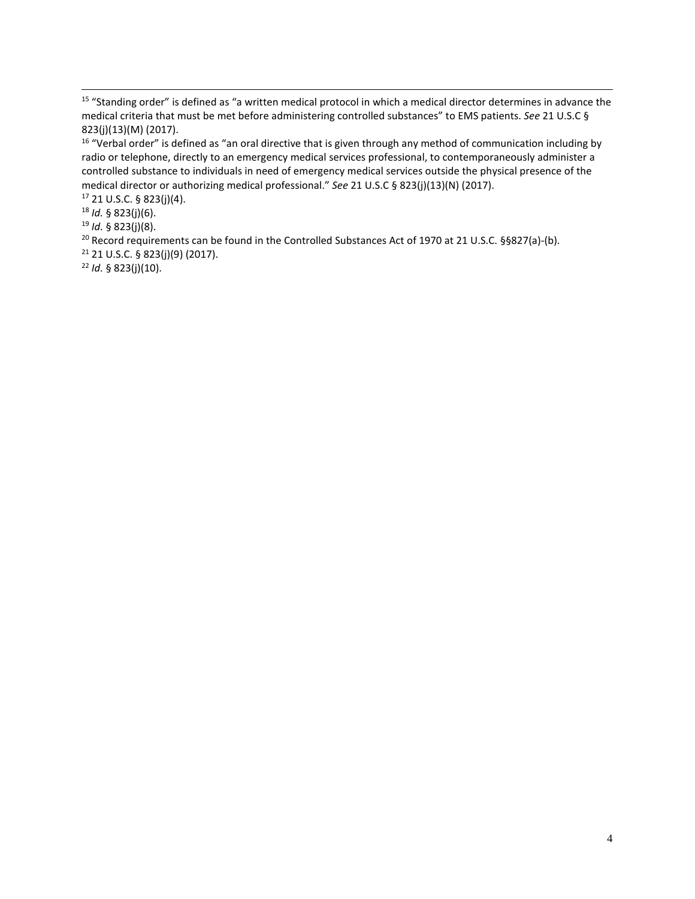[15] "Standing order" is defined as "a written medical protocol in which a medical director determines in advance the medical criteria that must be met before administering controlled substances" to EMS patients. *See* 21 U.S.C § 823(j)(13)(M) (2017).

[16] "Verbal order" is defined as "an oral directive that is given through any method of communication including by radio or telephone, directly to an emergency medical services professional, to contemporaneously administer a controlled substance to individuals in need of emergency medical services outside the physical presence of the medical director or authorizing medical professional." *See* 21 U.S.C § 823(j)(13)(N) (2017).

[17] 21 U.S.C. § 823(j)(4).

[18] *Id.* § 823(j)(6).

[19] *Id.* § 823(j)(8).

[20] Record requirements can be found in the Controlled Substances Act of 1970 at 21 U.S.C. §§827(a)-(b).

[21] 21 U.S.C. § 823(j)(9) (2017).

[22] *Id.* § 823(j)(10).